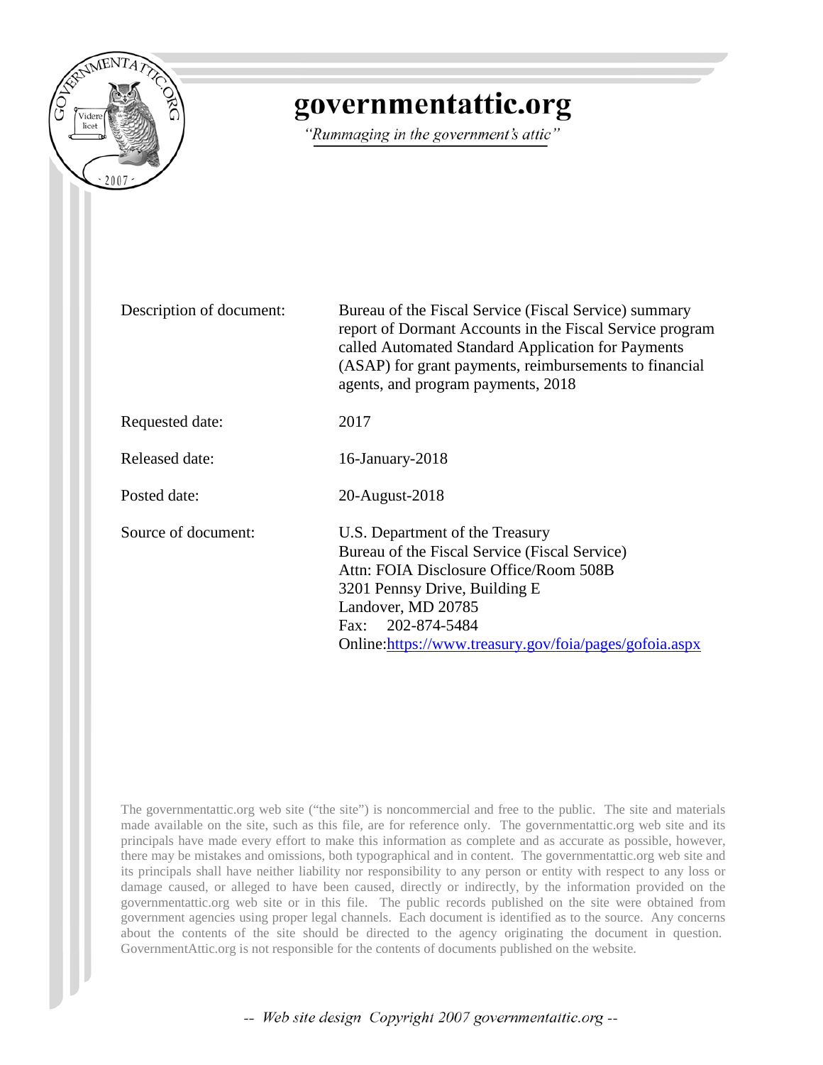# governmentattic.org

*"Rummaging in the government's attic"*

| | |
|---|---|
| Description of document: | Bureau of the Fiscal Service (Fiscal Service) summary report of Dormant Accounts in the Fiscal Service program called Automated Standard Application for Payments (ASAP) for grant payments, reimbursements to financial agents, and program payments, 2018 |
| Requested date: | 2017 |
| Released date: | 16-January-2018 |
| Posted date: | 20-August-2018 |
| Source of document: | U.S. Department of the Treasury<br>Bureau of the Fiscal Service (Fiscal Service)<br>Attn: FOIA Disclosure Office/Room 508B<br>3201 Pennsy Drive, Building E<br>Landover, MD 20785<br>Fax: 202-874-5484<br>Online: [https://www.treasury.gov/foia/pages/gofoia.aspx](https://www.treasury.gov/foia/pages/gofoia.aspx) |

The governmentattic.org web site ("the site") is noncommercial and free to the public. The site and materials made available on the site, such as this file, are for reference only. The governmentattic.org web site and its principals have made every effort to make this information as complete and as accurate as possible, however, there may be mistakes and omissions, both typographical and in content. The governmentattic.org web site and its principals shall have neither liability nor responsibility to any person or entity with respect to any loss or damage caused, or alleged to have been caused, directly or indirectly, by the information provided on the governmentattic.org web site or in this file. The public records published on the site were obtained from government agencies using proper legal channels. Each document is identified as to the source. Any concerns about the contents of the site should be directed to the agency originating the document in question. GovernmentAttic.org is not responsible for the contents of documents published on the website.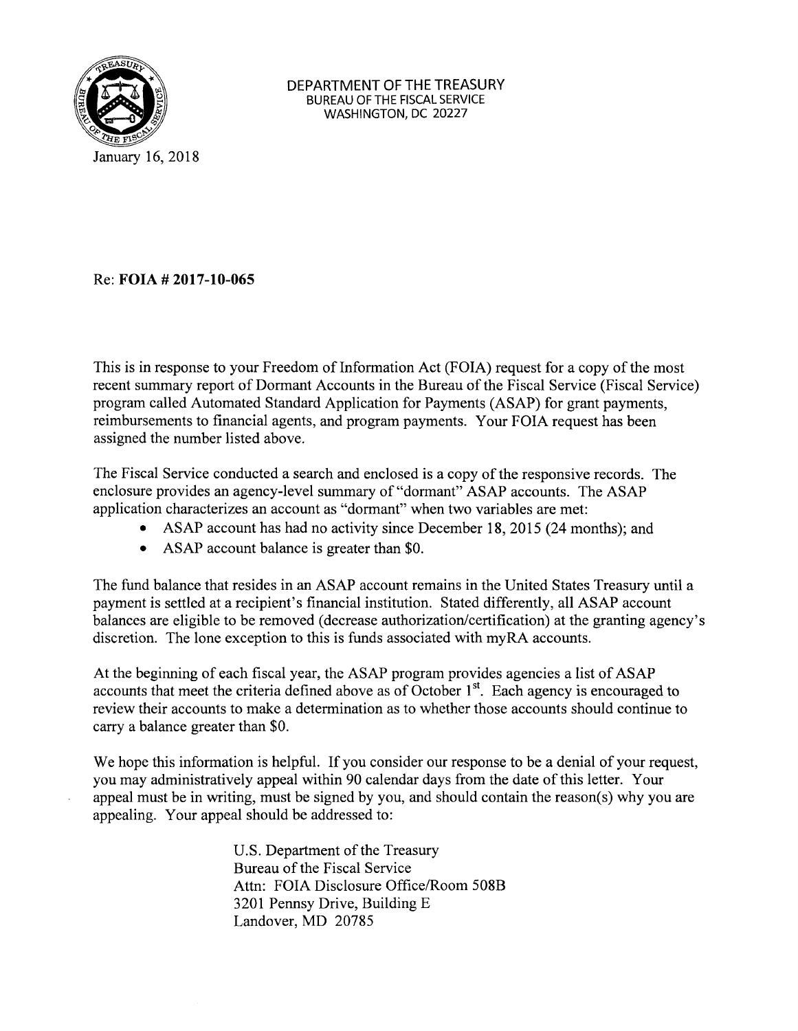DEPARTMENT OF THE TREASURY
BUREAU OF THE FISCAL SERVICE
WASHINGTON, DC 20227

January 16, 2018

Re: **FOIA # 2017-10-065**

This is in response to your Freedom of Information Act (FOIA) request for a copy of the most recent summary report of Dormant Accounts in the Bureau of the Fiscal Service (Fiscal Service) program called Automated Standard Application for Payments (ASAP) for grant payments, reimbursements to financial agents, and program payments. Your FOIA request has been assigned the number listed above.

The Fiscal Service conducted a search and enclosed is a copy of the responsive records. The enclosure provides an agency-level summary of "dormant" ASAP accounts. The ASAP application characterizes an account as "dormant" when two variables are met:

- ASAP account has had no activity since December 18, 2015 (24 months); and
- ASAP account balance is greater than $0.

The fund balance that resides in an ASAP account remains in the United States Treasury until a payment is settled at a recipient's financial institution. Stated differently, all ASAP account balances are eligible to be removed (decrease authorization/certification) at the granting agency's discretion. The lone exception to this is funds associated with myRA accounts.

At the beginning of each fiscal year, the ASAP program provides agencies a list of ASAP accounts that meet the criteria defined above as of October 1st. Each agency is encouraged to review their accounts to make a determination as to whether those accounts should continue to carry a balance greater than $0.

We hope this information is helpful. If you consider our response to be a denial of your request, you may administratively appeal within 90 calendar days from the date of this letter. Your appeal must be in writing, must be signed by you, and should contain the reason(s) why you are appealing. Your appeal should be addressed to:

U.S. Department of the Treasury
Bureau of the Fiscal Service
Attn: FOIA Disclosure Office/Room 508B
3201 Pennsy Drive, Building E
Landover, MD 20785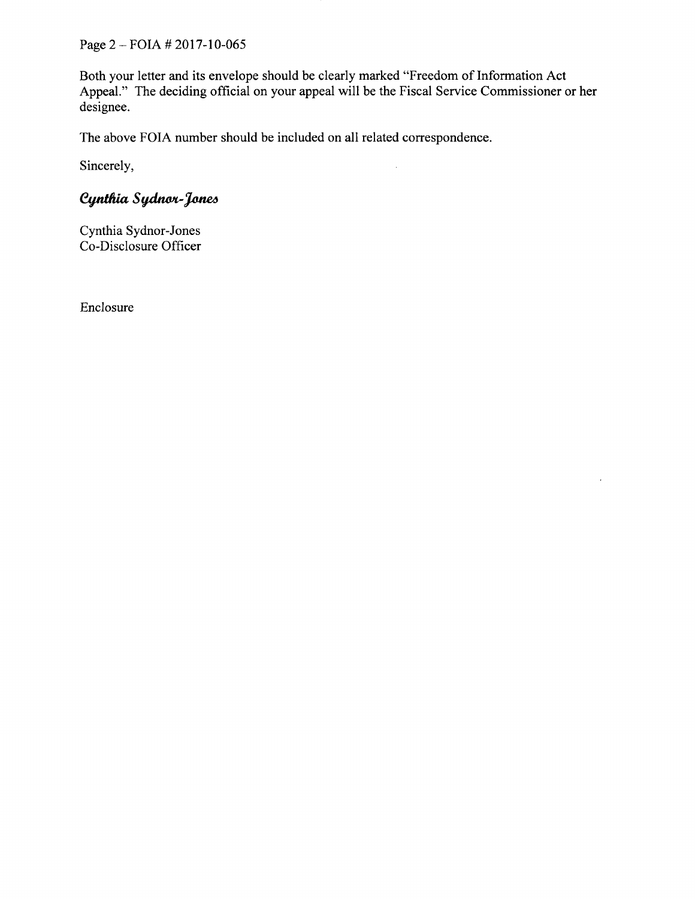Both your letter and its envelope should be clearly marked "Freedom of Information Act Appeal." The deciding official on your appeal will be the Fiscal Service Commissioner or her designee.

The above FOIA number should be included on all related correspondence.

Sincerely,

*Cynthia Sydnor-Jones*

Cynthia Sydnor-Jones
Co-Disclosure Officer

Enclosure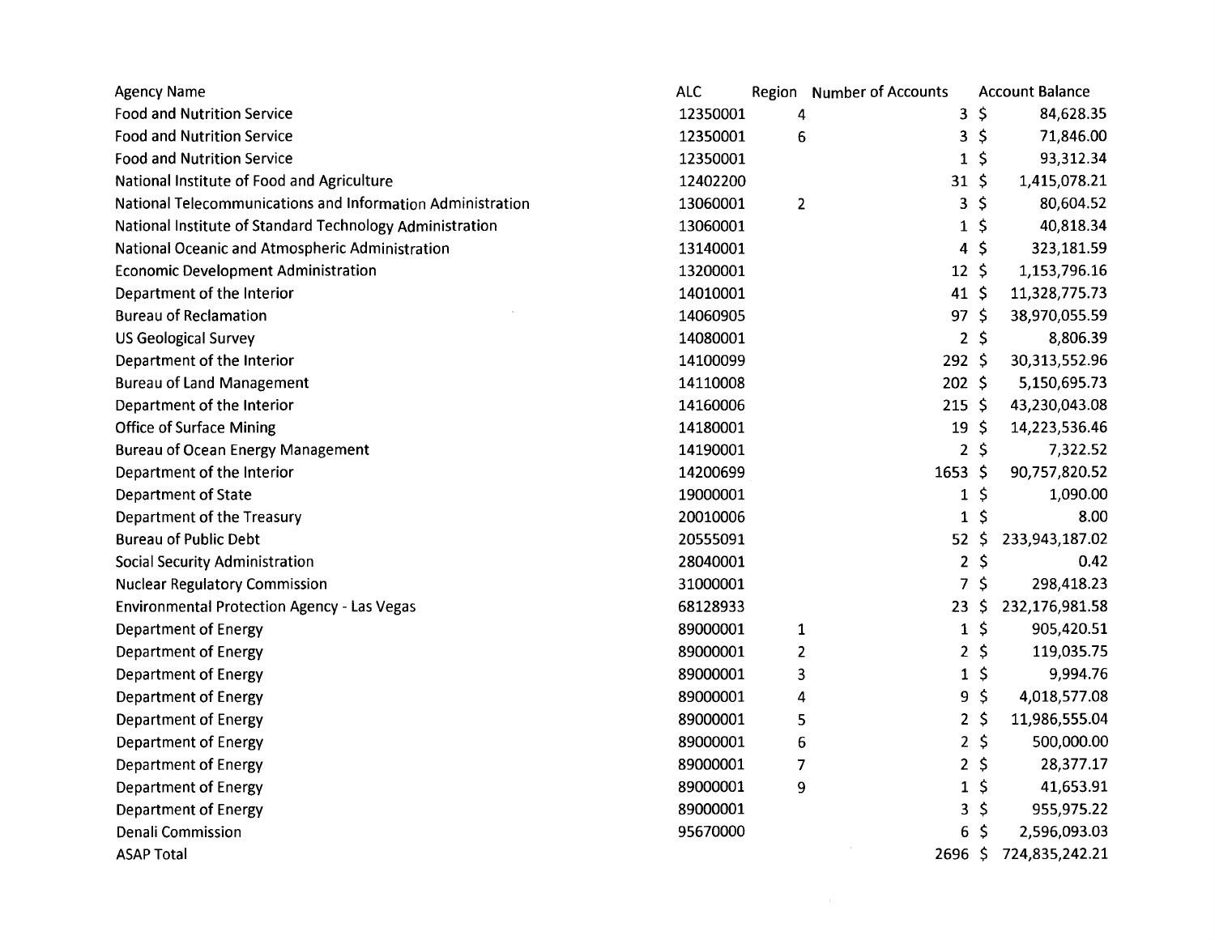| Agency Name | ALC | Region | Number of Accounts | Account Balance |
|---|---|---|---|---|
| Food and Nutrition Service | 12350001 | 4 | 3 | $ 84,628.35 |
| Food and Nutrition Service | 12350001 | 6 | 3 | $ 71,846.00 |
| Food and Nutrition Service | 12350001 | | 1 | $ 93,312.34 |
| National Institute of Food and Agriculture | 12402200 | | 31 | $ 1,415,078.21 |
| National Telecommunications and Information Administration | 13060001 | 2 | 3 | $ 80,604.52 |
| National Institute of Standard Technology Administration | 13060001 | | 1 | $ 40,818.34 |
| National Oceanic and Atmospheric Administration | 13140001 | | 4 | $ 323,181.59 |
| Economic Development Administration | 13200001 | | 12 | $ 1,153,796.16 |
| Department of the Interior | 14010001 | | 41 | $ 11,328,775.73 |
| Bureau of Reclamation | 14060905 | | 97 | $ 38,970,055.59 |
| US Geological Survey | 14080001 | | 2 | $ 8,806.39 |
| Department of the Interior | 14100099 | | 292 | $ 30,313,552.96 |
| Bureau of Land Management | 14110008 | | 202 | $ 5,150,695.73 |
| Department of the Interior | 14160006 | | 215 | $ 43,230,043.08 |
| Office of Surface Mining | 14180001 | | 19 | $ 14,223,536.46 |
| Bureau of Ocean Energy Management | 14190001 | | 2 | $ 7,322.52 |
| Department of the Interior | 14200699 | | 1653 | $ 90,757,820.52 |
| Department of State | 19000001 | | 1 | $ 1,090.00 |
| Department of the Treasury | 20010006 | | 1 | $ 8.00 |
| Bureau of Public Debt | 20555091 | | 52 | $ 233,943,187.02 |
| Social Security Administration | 28040001 | | 2 | $ 0.42 |
| Nuclear Regulatory Commission | 31000001 | | 7 | $ 298,418.23 |
| Environmental Protection Agency - Las Vegas | 68128933 | | 23 | $ 232,176,981.58 |
| Department of Energy | 89000001 | 1 | 1 | $ 905,420.51 |
| Department of Energy | 89000001 | 2 | 2 | $ 119,035.75 |
| Department of Energy | 89000001 | 3 | 1 | $ 9,994.76 |
| Department of Energy | 89000001 | 4 | 9 | $ 4,018,577.08 |
| Department of Energy | 89000001 | 5 | 2 | $ 11,986,555.04 |
| Department of Energy | 89000001 | 6 | 2 | $ 500,000.00 |
| Department of Energy | 89000001 | 7 | 2 | $ 28,377.17 |
| Department of Energy | 89000001 | 9 | 1 | $ 41,653.91 |
| Department of Energy | 89000001 | | 3 | $ 955,975.22 |
| Denali Commission | 95670000 | | 6 | $ 2,596,093.03 |
| ASAP Total | | | 2696 | $ 724,835,242.21 |